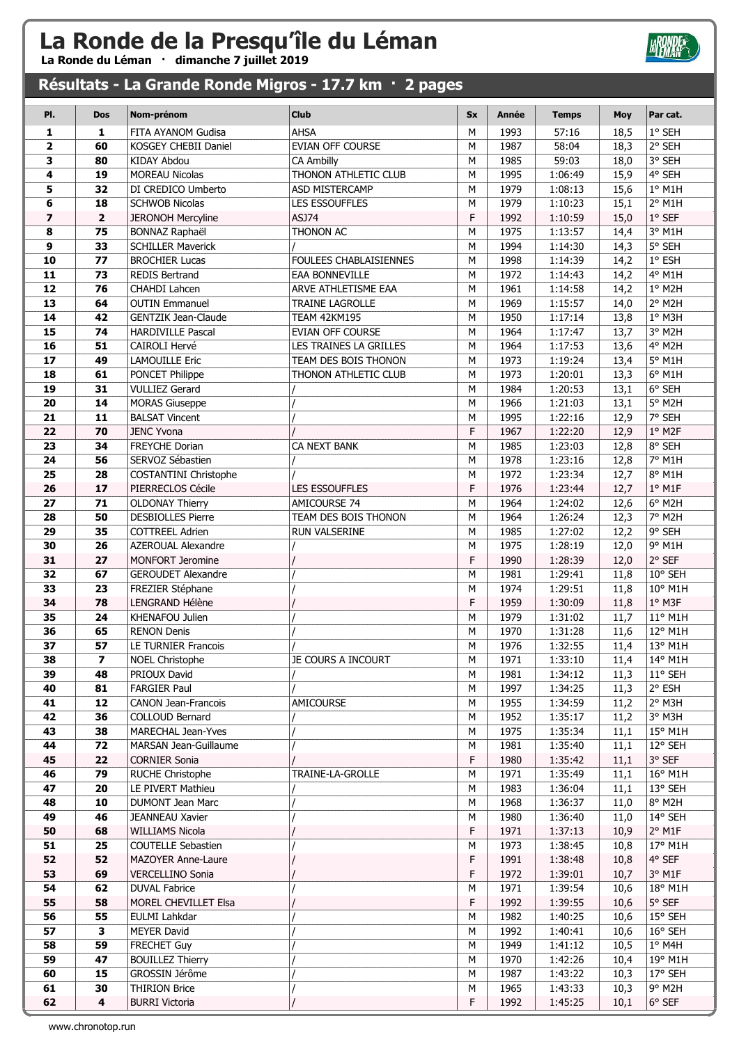# La Ronde de la Presqu'île du Léman

**La Ronde du Léman · dimanche 7 juillet 2019**

## Résultats - La Grande Ronde Migros - 17.7 km · 2 pages

| Pl. | Dos | Nom-prénom | Club | Sx | Année | Temps | Moy | Par cat. |
|---|---|---|---|---|---|---|---|---|
| 1 | 1 | FITA AYANOM Gudisa | AHSA | M | 1993 | 57:16 | 18,5 | 1° SEH |
| 2 | 60 | KOSGEY CHEBII Daniel | EVIAN OFF COURSE | M | 1987 | 58:04 | 18,3 | 2° SEH |
| 3 | 80 | KIDAY Abdou | CA Ambilly | M | 1985 | 59:03 | 18,0 | 3° SEH |
| 4 | 19 | MOREAU Nicolas | THONON ATHLETIC CLUB | M | 1995 | 1:06:49 | 15,9 | 4° SEH |
| 5 | 32 | DI CREDICO Umberto | ASD MISTERCAMP | M | 1979 | 1:08:13 | 15,6 | 1° M1H |
| 6 | 18 | SCHWOB Nicolas | LES ESSOUFFLES | M | 1979 | 1:10:23 | 15,1 | 2° M1H |
| 7 | 2 | JERONOH Mercyline | ASJ74 | F | 1992 | 1:10:59 | 15,0 | 1° SEF |
| 8 | 75 | BONNAZ Raphaël | THONON AC | M | 1975 | 1:13:57 | 14,4 | 3° M1H |
| 9 | 33 | SCHILLER Maverick | / | M | 1994 | 1:14:30 | 14,3 | 5° SEH |
| 10 | 77 | BROCHIER Lucas | FOULEES CHABLAISIENNES | M | 1998 | 1:14:39 | 14,2 | 1° ESH |
| 11 | 73 | REDIS Bertrand | EAA BONNEVILLE | M | 1972 | 1:14:43 | 14,2 | 4° M1H |
| 12 | 76 | CHAHDI Lahcen | ARVE ATHLETISME EAA | M | 1961 | 1:14:58 | 14,2 | 1° M2H |
| 13 | 64 | OUTIN Emmanuel | TRAINE LAGROLLE | M | 1969 | 1:15:57 | 14,0 | 2° M2H |
| 14 | 42 | GENTZIK Jean-Claude | TEAM 42KM195 | M | 1950 | 1:17:14 | 13,8 | 1° M3H |
| 15 | 74 | HARDIVILLE Pascal | EVIAN OFF COURSE | M | 1964 | 1:17:47 | 13,7 | 3° M2H |
| 16 | 51 | CAIROLI Hervé | LES TRAINES LA GRILLES | M | 1964 | 1:17:53 | 13,6 | 4° M2H |
| 17 | 49 | LAMOUILLE Eric | TEAM DES BOIS THONON | M | 1973 | 1:19:24 | 13,4 | 5° M1H |
| 18 | 61 | PONCET Philippe | THONON ATHLETIC CLUB | M | 1973 | 1:20:01 | 13,3 | 6° M1H |
| 19 | 31 | VULLIEZ Gerard | / | M | 1984 | 1:20:53 | 13,1 | 6° SEH |
| 20 | 14 | MORAS Giuseppe | / | M | 1966 | 1:21:03 | 13,1 | 5° M2H |
| 21 | 11 | BALSAT Vincent | / | M | 1995 | 1:22:16 | 12,9 | 7° SEH |
| 22 | 70 | JENC Yvona | / | F | 1967 | 1:22:20 | 12,9 | 1° M2F |
| 23 | 34 | FREYCHE Dorian | CA NEXT BANK | M | 1985 | 1:23:03 | 12,8 | 8° SEH |
| 24 | 56 | SERVOZ Sébastien | / | M | 1978 | 1:23:16 | 12,8 | 7° M1H |
| 25 | 28 | COSTANTINI Christophe | / | M | 1972 | 1:23:34 | 12,7 | 8° M1H |
| 26 | 17 | PIERRECLOS Cécile | LES ESSOUFFLES | F | 1976 | 1:23:44 | 12,7 | 1° M1F |
| 27 | 71 | OLDONAY Thierry | AMICOURSE 74 | M | 1964 | 1:24:02 | 12,6 | 6° M2H |
| 28 | 50 | DESBIOLLES Pierre | TEAM DES BOIS THONON | M | 1964 | 1:26:24 | 12,3 | 7° M2H |
| 29 | 35 | COTTREEL Adrien | RUN VALSERINE | M | 1985 | 1:27:02 | 12,2 | 9° SEH |
| 30 | 26 | AZEROUAL Alexandre | / | M | 1975 | 1:28:19 | 12,0 | 9° M1H |
| 31 | 27 | MONFORT Jeromine | / | F | 1990 | 1:28:39 | 12,0 | 2° SEF |
| 32 | 67 | GEROUDET Alexandre | / | M | 1981 | 1:29:41 | 11,8 | 10° SEH |
| 33 | 23 | FREZIER Stéphane | / | M | 1974 | 1:29:51 | 11,8 | 10° M1H |
| 34 | 78 | LENGRAND Hélène | / | F | 1959 | 1:30:09 | 11,8 | 1° M3F |
| 35 | 24 | KHENAFOU Julien | / | M | 1979 | 1:31:02 | 11,7 | 11° M1H |
| 36 | 65 | RENON Denis | / | M | 1970 | 1:31:28 | 11,6 | 12° M1H |
| 37 | 57 | LE TURNIER Francois | / | M | 1976 | 1:32:55 | 11,4 | 13° M1H |
| 38 | 7 | NOEL Christophe | JE COURS A INCOURT | M | 1971 | 1:33:10 | 11,4 | 14° M1H |
| 39 | 48 | PRIOUX David | / | M | 1981 | 1:34:12 | 11,3 | 11° SEH |
| 40 | 81 | FARGIER Paul | / | M | 1997 | 1:34:25 | 11,3 | 2° ESH |
| 41 | 12 | CANON Jean-Francois | AMICOURSE | M | 1955 | 1:34:59 | 11,2 | 2° M3H |
| 42 | 36 | COLLOUD Bernard | / | M | 1952 | 1:35:17 | 11,2 | 3° M3H |
| 43 | 38 | MARECHAL Jean-Yves | / | M | 1975 | 1:35:34 | 11,1 | 15° M1H |
| 44 | 72 | MARSAN Jean-Guillaume | / | M | 1981 | 1:35:40 | 11,1 | 12° SEH |
| 45 | 22 | CORNIER Sonia | / | F | 1980 | 1:35:42 | 11,1 | 3° SEF |
| 46 | 79 | RUCHE Christophe | TRAINE-LA-GROLLE | M | 1971 | 1:35:49 | 11,1 | 16° M1H |
| 47 | 20 | LE PIVERT Mathieu | / | M | 1983 | 1:36:04 | 11,1 | 13° SEH |
| 48 | 10 | DUMONT Jean Marc | / | M | 1968 | 1:36:37 | 11,0 | 8° M2H |
| 49 | 46 | JEANNEAU Xavier | / | M | 1980 | 1:36:40 | 11,0 | 14° SEH |
| 50 | 68 | WILLIAMS Nicola | / | F | 1971 | 1:37:13 | 10,9 | 2° M1F |
| 51 | 25 | COUTELLE Sebastien | / | M | 1973 | 1:38:45 | 10,8 | 17° M1H |
| 52 | 52 | MAZOYER Anne-Laure | / | F | 1991 | 1:38:48 | 10,8 | 4° SEF |
| 53 | 69 | VERCELLINO Sonia | / | F | 1972 | 1:39:01 | 10,7 | 3° M1F |
| 54 | 62 | DUVAL Fabrice | / | M | 1971 | 1:39:54 | 10,6 | 18° M1H |
| 55 | 58 | MOREL CHEVILLET Elsa | / | F | 1992 | 1:39:55 | 10,6 | 5° SEF |
| 56 | 55 | EULMI Lahkdar | / | M | 1982 | 1:40:25 | 10,6 | 15° SEH |
| 57 | 3 | MEYER David | / | M | 1992 | 1:40:41 | 10,6 | 16° SEH |
| 58 | 59 | FRECHET Guy | / | M | 1949 | 1:41:12 | 10,5 | 1° M4H |
| 59 | 47 | BOUILLEZ Thierry | / | M | 1970 | 1:42:26 | 10,4 | 19° M1H |
| 60 | 15 | GROSSIN Jérôme | / | M | 1987 | 1:43:22 | 10,3 | 17° SEH |
| 61 | 30 | THIRION Brice | / | M | 1965 | 1:43:33 | 10,3 | 9° M2H |
| 62 | 4 | BURRI Victoria | / | F | 1992 | 1:45:25 | 10,1 | 6° SEF |

www.chronotop.run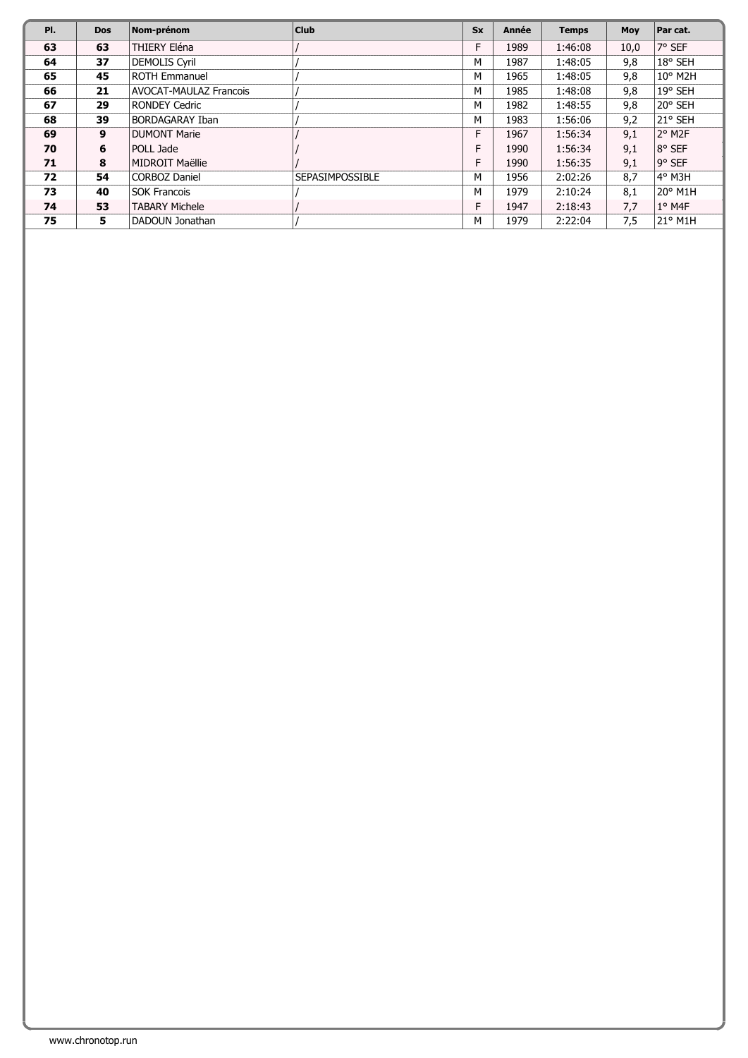| Pl. | Dos | Nom-prénom | Club | Sx | Année | Temps | Moy | Par cat. |
|---|---|---|---|---|---|---|---|---|
| **63** | **63** | THIERY Eléna | / | F | 1989 | 1:46:08 | 10,0 | 7° SEF |
| **64** | **37** | DEMOLIS Cyril | / | M | 1987 | 1:48:05 | 9,8 | 18° SEH |
| **65** | **45** | ROTH Emmanuel | / | M | 1965 | 1:48:05 | 9,8 | 10° M2H |
| **66** | **21** | AVOCAT-MAULAZ Francois | / | M | 1985 | 1:48:08 | 9,8 | 19° SEH |
| **67** | **29** | RONDEY Cedric | / | M | 1982 | 1:48:55 | 9,8 | 20° SEH |
| **68** | **39** | BORDAGARAY Iban | / | M | 1983 | 1:56:06 | 9,2 | 21° SEH |
| **69** | **9** | DUMONT Marie | / | F | 1967 | 1:56:34 | 9,1 | 2° M2F |
| **70** | **6** | POLL Jade | / | F | 1990 | 1:56:34 | 9,1 | 8° SEF |
| **71** | **8** | MIDROIT Maëllie | / | F | 1990 | 1:56:35 | 9,1 | 9° SEF |
| **72** | **54** | CORBOZ Daniel | SEPASIMPOSSIBLE | M | 1956 | 2:02:26 | 8,7 | 4° M3H |
| **73** | **40** | SOK Francois | / | M | 1979 | 2:10:24 | 8,1 | 20° M1H |
| **74** | **53** | TABARY Michele | / | F | 1947 | 2:18:43 | 7,7 | 1° M4F |
| **75** | **5** | DADOUN Jonathan | / | M | 1979 | 2:22:04 | 7,5 | 21° M1H |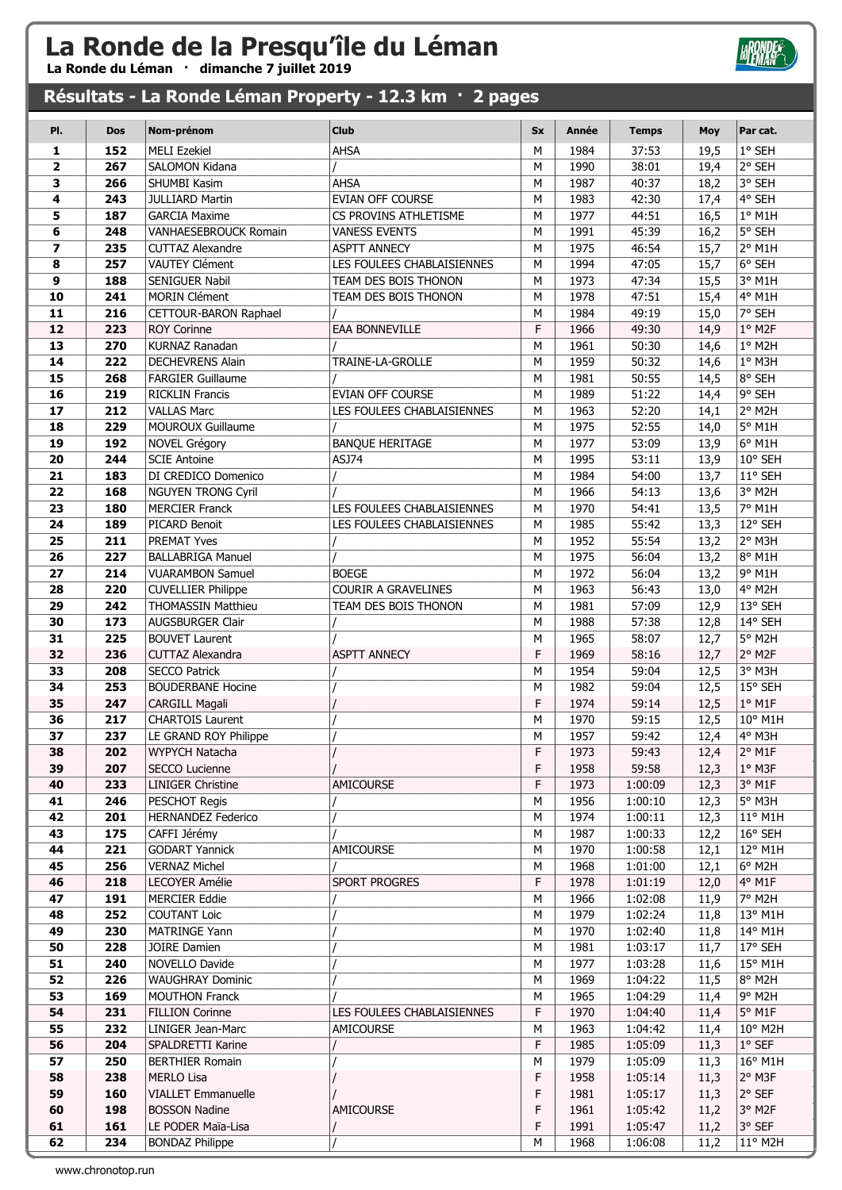# La Ronde de la Presqu'île du Léman

**La Ronde du Léman · dimanche 7 juillet 2019**

## Résultats - La Ronde Léman Property - 12.3 km · 2 pages

| Pl. | Dos | Nom-prénom | Club | Sx | Année | Temps | Moy | Par cat. |
|---|---|---|---|---|---|---|---|---|
| 1 | 152 | MELI Ezekiel | AHSA | M | 1984 | 37:53 | 19,5 | 1° SEH |
| 2 | 267 | SALOMON Kidana | / | M | 1990 | 38:01 | 19,4 | 2° SEH |
| 3 | 266 | SHUMBI Kasim | AHSA | M | 1987 | 40:37 | 18,2 | 3° SEH |
| 4 | 243 | JULLIARD Martin | EVIAN OFF COURSE | M | 1983 | 42:30 | 17,4 | 4° SEH |
| 5 | 187 | GARCIA Maxime | CS PROVINS ATHLETISME | M | 1977 | 44:51 | 16,5 | 1° M1H |
| 6 | 248 | VANHAESEBROUCK Romain | VANESS EVENTS | M | 1991 | 45:39 | 16,2 | 5° SEH |
| 7 | 235 | CUTTAZ Alexandre | ASPTT ANNECY | M | 1975 | 46:54 | 15,7 | 2° M1H |
| 8 | 257 | VAUTEY Clément | LES FOULEES CHABLAISIENNES | M | 1994 | 47:05 | 15,7 | 6° SEH |
| 9 | 188 | SENIGUER Nabil | TEAM DES BOIS THONON | M | 1973 | 47:34 | 15,5 | 3° M1H |
| 10 | 241 | MORIN Clément | TEAM DES BOIS THONON | M | 1978 | 47:51 | 15,4 | 4° M1H |
| 11 | 216 | CETTOUR-BARON Raphael | / | M | 1984 | 49:19 | 15,0 | 7° SEH |
| 12 | 223 | ROY Corinne | EAA BONNEVILLE | F | 1966 | 49:30 | 14,9 | 1° M2F |
| 13 | 270 | KURNAZ Ranadan | / | M | 1961 | 50:30 | 14,6 | 1° M2H |
| 14 | 222 | DECHEVRENS Alain | TRAINE-LA-GROLLE | M | 1959 | 50:32 | 14,6 | 1° M3H |
| 15 | 268 | FARGIER Guillaume | / | M | 1981 | 50:55 | 14,5 | 8° SEH |
| 16 | 219 | RICKLIN Francis | EVIAN OFF COURSE | M | 1989 | 51:22 | 14,4 | 9° SEH |
| 17 | 212 | VALLAS Marc | LES FOULEES CHABLAISIENNES | M | 1963 | 52:20 | 14,1 | 2° M2H |
| 18 | 229 | MOUROUX Guillaume | / | M | 1975 | 52:55 | 14,0 | 5° M1H |
| 19 | 192 | NOVEL Grégory | BANQUE HERITAGE | M | 1977 | 53:09 | 13,9 | 6° M1H |
| 20 | 244 | SCIE Antoine | ASJ74 | M | 1995 | 53:11 | 13,9 | 10° SEH |
| 21 | 183 | DI CREDICO Domenico | / | M | 1984 | 54:00 | 13,7 | 11° SEH |
| 22 | 168 | NGUYEN TRONG Cyril | / | M | 1966 | 54:13 | 13,6 | 3° M2H |
| 23 | 180 | MERCIER Franck | LES FOULEES CHABLAISIENNES | M | 1970 | 54:41 | 13,5 | 7° M1H |
| 24 | 189 | PICARD Benoit | LES FOULEES CHABLAISIENNES | M | 1985 | 55:42 | 13,3 | 12° SEH |
| 25 | 211 | PREMAT Yves | / | M | 1952 | 55:54 | 13,2 | 2° M3H |
| 26 | 227 | BALLABRIGA Manuel | / | M | 1975 | 56:04 | 13,2 | 8° M1H |
| 27 | 214 | VUARAMBON Samuel | BOEGE | M | 1972 | 56:04 | 13,2 | 9° M1H |
| 28 | 220 | CUVELLIER Philippe | COURIR A GRAVELINES | M | 1963 | 56:43 | 13,0 | 4° M2H |
| 29 | 242 | THOMASSIN Matthieu | TEAM DES BOIS THONON | M | 1981 | 57:09 | 12,9 | 13° SEH |
| 30 | 173 | AUGSBURGER Clair | / | M | 1988 | 57:38 | 12,8 | 14° SEH |
| 31 | 225 | BOUVET Laurent | / | M | 1965 | 58:07 | 12,7 | 5° M2H |
| 32 | 236 | CUTTAZ Alexandra | ASPTT ANNECY | F | 1969 | 58:16 | 12,7 | 2° M2F |
| 33 | 208 | SECCO Patrick | / | M | 1954 | 59:04 | 12,5 | 3° M3H |
| 34 | 253 | BOUDERBANE Hocine | / | M | 1982 | 59:04 | 12,5 | 15° SEH |
| 35 | 247 | CARGILL Magali | / | F | 1974 | 59:14 | 12,5 | 1° M1F |
| 36 | 217 | CHARTOIS Laurent | / | M | 1970 | 59:15 | 12,5 | 10° M1H |
| 37 | 237 | LE GRAND ROY Philippe | / | M | 1957 | 59:42 | 12,4 | 4° M3H |
| 38 | 202 | WYPYCH Natacha | / | F | 1973 | 59:43 | 12,4 | 2° M1F |
| 39 | 207 | SECCO Lucienne | / | F | 1958 | 59:58 | 12,3 | 1° M3F |
| 40 | 233 | LINIGER Christine | AMICOURSE | F | 1973 | 1:00:09 | 12,3 | 3° M1F |
| 41 | 246 | PESCHOT Regis | / | M | 1956 | 1:00:10 | 12,3 | 5° M3H |
| 42 | 201 | HERNANDEZ Federico | / | M | 1974 | 1:00:11 | 12,3 | 11° M1H |
| 43 | 175 | CAFFI Jérémy | / | M | 1987 | 1:00:33 | 12,2 | 16° SEH |
| 44 | 221 | GODART Yannick | AMICOURSE | M | 1970 | 1:00:58 | 12,1 | 12° M1H |
| 45 | 256 | VERNAZ Michel | / | M | 1968 | 1:01:00 | 12,1 | 6° M2H |
| 46 | 218 | LECOYER Amélie | SPORT PROGRES | F | 1978 | 1:01:19 | 12,0 | 4° M1F |
| 47 | 191 | MERCIER Eddie | / | M | 1966 | 1:02:08 | 11,9 | 7° M2H |
| 48 | 252 | COUTANT Loic | / | M | 1979 | 1:02:24 | 11,8 | 13° M1H |
| 49 | 230 | MATRINGE Yann | / | M | 1970 | 1:02:40 | 11,8 | 14° M1H |
| 50 | 228 | JOIRE Damien | / | M | 1981 | 1:03:17 | 11,7 | 17° SEH |
| 51 | 240 | NOVELLO Davide | / | M | 1977 | 1:03:28 | 11,6 | 15° M1H |
| 52 | 226 | WAUGHRAY Dominic | / | M | 1969 | 1:04:22 | 11,5 | 8° M2H |
| 53 | 169 | MOUTHON Franck | / | M | 1965 | 1:04:29 | 11,4 | 9° M2H |
| 54 | 231 | FILLION Corinne | LES FOULEES CHABLAISIENNES | F | 1970 | 1:04:40 | 11,4 | 5° M1F |
| 55 | 232 | LINIGER Jean-Marc | AMICOURSE | M | 1963 | 1:04:42 | 11,4 | 10° M2H |
| 56 | 204 | SPALDRETTI Karine | / | F | 1985 | 1:05:09 | 11,3 | 1° SEF |
| 57 | 250 | BERTHIER Romain | / | M | 1979 | 1:05:09 | 11,3 | 16° M1H |
| 58 | 238 | MERLO Lisa | / | F | 1958 | 1:05:14 | 11,3 | 2° M3F |
| 59 | 160 | VIALLET Emmanuelle | / | F | 1981 | 1:05:17 | 11,3 | 2° SEF |
| 60 | 198 | BOSSON Nadine | AMICOURSE | F | 1961 | 1:05:42 | 11,2 | 3° M2F |
| 61 | 161 | LE PODER Maïa-Lisa | / | F | 1991 | 1:05:47 | 11,2 | 3° SEF |
| 62 | 234 | BONDAZ Philippe | / | M | 1968 | 1:06:08 | 11,2 | 11° M2H |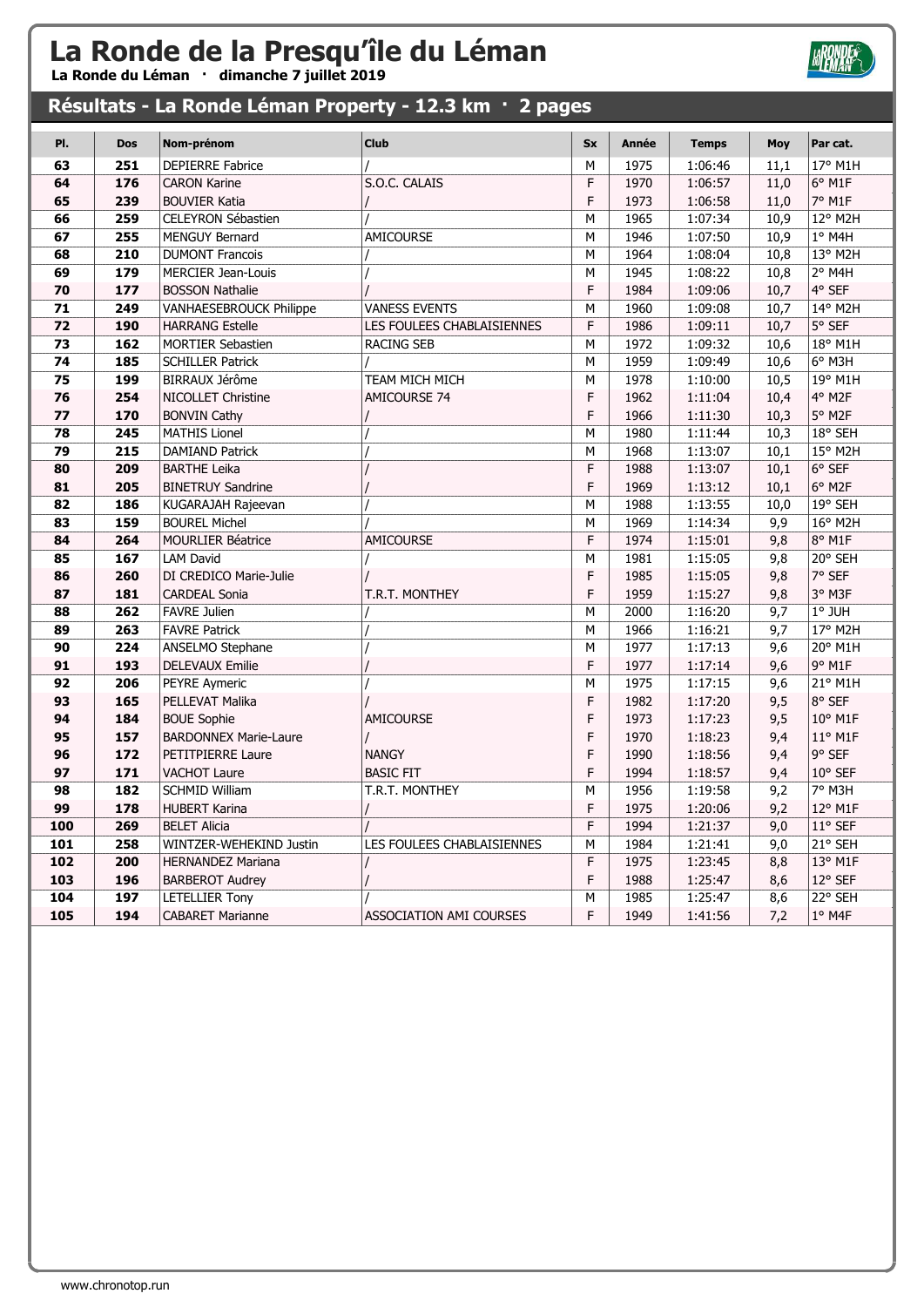# La Ronde de la Presqu'île du Léman

**La Ronde du Léman · dimanche 7 juillet 2019**

## Résultats - La Ronde Léman Property - 12.3 km · 2 pages

| Pl. | Dos | Nom-prénom | Club | Sx | Année | Temps | Moy | Par cat. |
|---|---|---|---|---|---|---|---|---|
| 63 | 251 | DEPIERRE Fabrice | / | M | 1975 | 1:06:46 | 11,1 | 17° M1H |
| 64 | 176 | CARON Karine | S.O.C. CALAIS | F | 1970 | 1:06:57 | 11,0 | 6° M1F |
| 65 | 239 | BOUVIER Katia | / | F | 1973 | 1:06:58 | 11,0 | 7° M1F |
| 66 | 259 | CELEYRON Sébastien | / | M | 1965 | 1:07:34 | 10,9 | 12° M2H |
| 67 | 255 | MENGUY Bernard | AMICOURSE | M | 1946 | 1:07:50 | 10,9 | 1° M4H |
| 68 | 210 | DUMONT Francois | / | M | 1964 | 1:08:04 | 10,8 | 13° M2H |
| 69 | 179 | MERCIER Jean-Louis | / | M | 1945 | 1:08:22 | 10,8 | 2° M4H |
| 70 | 177 | BOSSON Nathalie | / | F | 1984 | 1:09:06 | 10,7 | 4° SEF |
| 71 | 249 | VANHAESEBROUCK Philippe | VANESS EVENTS | M | 1960 | 1:09:08 | 10,7 | 14° M2H |
| 72 | 190 | HARRANG Estelle | LES FOULEES CHABLAISIENNES | F | 1986 | 1:09:11 | 10,7 | 5° SEF |
| 73 | 162 | MORTIER Sebastien | RACING SEB | M | 1972 | 1:09:32 | 10,6 | 18° M1H |
| 74 | 185 | SCHILLER Patrick | / | M | 1959 | 1:09:49 | 10,6 | 6° M3H |
| 75 | 199 | BIRRAUX Jérôme | TEAM MICH MICH | M | 1978 | 1:10:00 | 10,5 | 19° M1H |
| 76 | 254 | NICOLLET Christine | AMICOURSE 74 | F | 1962 | 1:11:04 | 10,4 | 4° M2F |
| 77 | 170 | BONVIN Cathy | / | F | 1966 | 1:11:30 | 10,3 | 5° M2F |
| 78 | 245 | MATHIS Lionel | / | M | 1980 | 1:11:44 | 10,3 | 18° SEH |
| 79 | 215 | DAMIAND Patrick | / | M | 1968 | 1:13:07 | 10,1 | 15° M2H |
| 80 | 209 | BARTHE Leika | / | F | 1988 | 1:13:07 | 10,1 | 6° SEF |
| 81 | 205 | BINETRUY Sandrine | / | F | 1969 | 1:13:12 | 10,1 | 6° M2F |
| 82 | 186 | KUGARAJAH Rajeevan | / | M | 1988 | 1:13:55 | 10,0 | 19° SEH |
| 83 | 159 | BOUREL Michel | / | M | 1969 | 1:14:34 | 9,9 | 16° M2H |
| 84 | 264 | MOURLIER Béatrice | AMICOURSE | F | 1974 | 1:15:01 | 9,8 | 8° M1F |
| 85 | 167 | LAM David | / | M | 1981 | 1:15:05 | 9,8 | 20° SEH |
| 86 | 260 | DI CREDICO Marie-Julie | / | F | 1985 | 1:15:05 | 9,8 | 7° SEF |
| 87 | 181 | CARDEAL Sonia | T.R.T. MONTHEY | F | 1959 | 1:15:27 | 9,8 | 3° M3F |
| 88 | 262 | FAVRE Julien | / | M | 2000 | 1:16:20 | 9,7 | 1° JUH |
| 89 | 263 | FAVRE Patrick | / | M | 1966 | 1:16:21 | 9,7 | 17° M2H |
| 90 | 224 | ANSELMO Stephane | / | M | 1977 | 1:17:13 | 9,6 | 20° M1H |
| 91 | 193 | DELEVAUX Emilie | / | F | 1977 | 1:17:14 | 9,6 | 9° M1F |
| 92 | 206 | PEYRE Aymeric | / | M | 1975 | 1:17:15 | 9,6 | 21° M1H |
| 93 | 165 | PELLEVAT Malika | / | F | 1982 | 1:17:20 | 9,5 | 8° SEF |
| 94 | 184 | BOUE Sophie | AMICOURSE | F | 1973 | 1:17:23 | 9,5 | 10° M1F |
| 95 | 157 | BARDONNEX Marie-Laure | / | F | 1970 | 1:18:23 | 9,4 | 11° M1F |
| 96 | 172 | PETITPIERRE Laure | NANGY | F | 1990 | 1:18:56 | 9,4 | 9° SEF |
| 97 | 171 | VACHOT Laure | BASIC FIT | F | 1994 | 1:18:57 | 9,4 | 10° SEF |
| 98 | 182 | SCHMID William | T.R.T. MONTHEY | M | 1956 | 1:19:58 | 9,2 | 7° M3H |
| 99 | 178 | HUBERT Karina | / | F | 1975 | 1:20:06 | 9,2 | 12° M1F |
| 100 | 269 | BELET Alicia | / | F | 1994 | 1:21:37 | 9,0 | 11° SEF |
| 101 | 258 | WINTZER-WEHEKIND Justin | LES FOULEES CHABLAISIENNES | M | 1984 | 1:21:41 | 9,0 | 21° SEH |
| 102 | 200 | HERNANDEZ Mariana | / | F | 1975 | 1:23:45 | 8,8 | 13° M1F |
| 103 | 196 | BARBEROT Audrey | / | F | 1988 | 1:25:47 | 8,6 | 12° SEF |
| 104 | 197 | LETELLIER Tony | / | M | 1985 | 1:25:47 | 8,6 | 22° SEH |
| 105 | 194 | CABARET Marianne | ASSOCIATION AMI COURSES | F | 1949 | 1:41:56 | 7,2 | 1° M4F |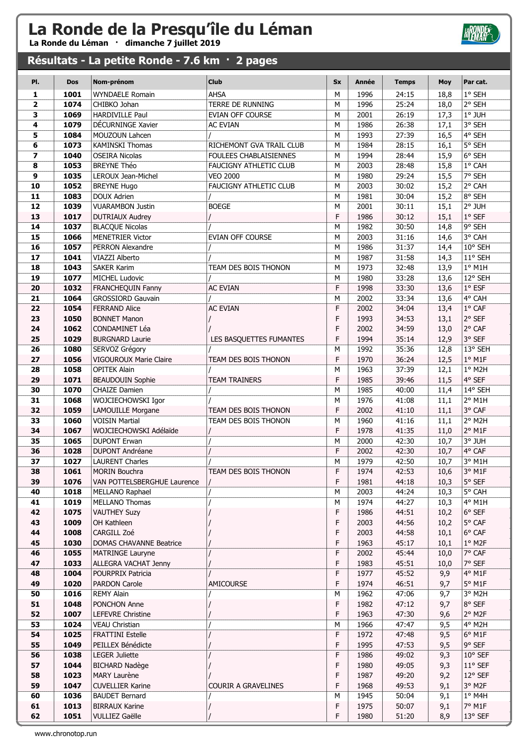# La Ronde de la Presqu'île du Léman

**La Ronde du Léman · dimanche 7 juillet 2019**

## Résultats - La petite Ronde - 7.6 km · 2 pages

| Pl. | Dos | Nom-prénom | Club | Sx | Année | Temps | Moy | Par cat. |
|---|---|---|---|---|---|---|---|---|
| 1 | 1001 | WYNDAELE Romain | AHSA | M | 1996 | 24:15 | 18,8 | 1° SEH |
| 2 | 1074 | CHIBKO Johan | TERRE DE RUNNING | M | 1996 | 25:24 | 18,0 | 2° SEH |
| 3 | 1069 | HARDIVILLE Paul | EVIAN OFF COURSE | M | 2001 | 26:19 | 17,3 | 1° JUH |
| 4 | 1079 | DÉCURNINGE Xavier | AC EVIAN | M | 1986 | 26:38 | 17,1 | 3° SEH |
| 5 | 1084 | MOUZOUN Lahcen | / | M | 1993 | 27:39 | 16,5 | 4° SEH |
| 6 | 1073 | KAMINSKI Thomas | RICHEMONT GVA TRAIL CLUB | M | 1984 | 28:15 | 16,1 | 5° SEH |
| 7 | 1040 | OSEIRA Nicolas | FOULEES CHABLAISIENNES | M | 1994 | 28:44 | 15,9 | 6° SEH |
| 8 | 1053 | BREYNE Théo | FAUCIGNY ATHLETIC CLUB | M | 2003 | 28:48 | 15,8 | 1° CAH |
| 9 | 1035 | LEROUX Jean-Michel | VEO 2000 | M | 1980 | 29:24 | 15,5 | 7° SEH |
| 10 | 1052 | BREYNE Hugo | FAUCIGNY ATHLETIC CLUB | M | 2003 | 30:02 | 15,2 | 2° CAH |
| 11 | 1083 | DOUX Adrien | / | M | 1981 | 30:04 | 15,2 | 8° SEH |
| 12 | 1039 | VUARAMBON Justin | BOEGE | M | 2001 | 30:11 | 15,1 | 2° JUH |
| 13 | 1017 | DUTRIAUX Audrey | / | F | 1986 | 30:12 | 15,1 | 1° SEF |
| 14 | 1037 | BLACQUE Nicolas | / | M | 1982 | 30:50 | 14,8 | 9° SEH |
| 15 | 1066 | MENETRIER Victor | EVIAN OFF COURSE | M | 2003 | 31:16 | 14,6 | 3° CAH |
| 16 | 1057 | PERRON Alexandre | / | M | 1986 | 31:37 | 14,4 | 10° SEH |
| 17 | 1041 | VIAZZI Alberto | / | M | 1987 | 31:58 | 14,3 | 11° SEH |
| 18 | 1043 | SAKER Karim | TEAM DES BOIS THONON | M | 1973 | 32:48 | 13,9 | 1° M1H |
| 19 | 1077 | MICHEL Ludovic | / | M | 1980 | 33:28 | 13,6 | 12° SEH |
| 20 | 1032 | FRANCHEQUIN Fanny | AC EVIAN | F | 1998 | 33:30 | 13,6 | 1° ESF |
| 21 | 1064 | GROSSIORD Gauvain | / | M | 2002 | 33:34 | 13,6 | 4° CAH |
| 22 | 1054 | FERRAND Alice | AC EVIAN | F | 2002 | 34:04 | 13,4 | 1° CAF |
| 23 | 1050 | BONNET Manon | / | F | 1993 | 34:53 | 13,1 | 2° SEF |
| 24 | 1062 | CONDAMINET Léa | / | F | 2002 | 34:59 | 13,0 | 2° CAF |
| 25 | 1029 | BURGNARD Laurie | LES BASQUETTES FUMANTES | F | 1994 | 35:14 | 12,9 | 3° SEF |
| 26 | 1080 | SERVOZ Grégory | / | M | 1992 | 35:36 | 12,8 | 13° SEH |
| 27 | 1056 | VIGOUROUX Marie Claire | TEAM DES BOIS THONON | F | 1970 | 36:24 | 12,5 | 1° M1F |
| 28 | 1058 | OPITEK Alain | / | M | 1963 | 37:39 | 12,1 | 1° M2H |
| 29 | 1071 | BEAUDOUIN Sophie | TEAM TRAINERS | F | 1985 | 39:46 | 11,5 | 4° SEF |
| 30 | 1070 | CHAIZE Damien | / | M | 1985 | 40:00 | 11,4 | 14° SEH |
| 31 | 1068 | WOJCIECHOWSKI Igor | / | M | 1976 | 41:08 | 11,1 | 2° M1H |
| 32 | 1059 | LAMOUILLE Morgane | TEAM DES BOIS THONON | F | 2002 | 41:10 | 11,1 | 3° CAF |
| 33 | 1060 | VOISIN Martial | TEAM DES BOIS THONON | M | 1960 | 41:16 | 11,1 | 2° M2H |
| 34 | 1067 | WOJCIECHOWSKI Adélaïde | / | F | 1978 | 41:35 | 11,0 | 2° M1F |
| 35 | 1065 | DUPONT Erwan | / | M | 2000 | 42:30 | 10,7 | 3° JUH |
| 36 | 1028 | DUPONT Andréane | / | F | 2002 | 42:30 | 10,7 | 4° CAF |
| 37 | 1027 | LAURENT Charles | / | M | 1979 | 42:50 | 10,7 | 3° M1H |
| 38 | 1061 | MORIN Bouchra | TEAM DES BOIS THONON | F | 1974 | 42:53 | 10,6 | 3° M1F |
| 39 | 1076 | VAN POTTELSBERGHUE Laurence | / | F | 1981 | 44:18 | 10,3 | 5° SEF |
| 40 | 1018 | MELLANO Raphael | / | M | 2003 | 44:24 | 10,3 | 5° CAH |
| 41 | 1019 | MELLANO Thomas | / | M | 1974 | 44:27 | 10,3 | 4° M1H |
| 42 | 1075 | VAUTHEY Suzy | / | F | 1986 | 44:51 | 10,2 | 6° SEF |
| 43 | 1009 | OH Kathleen | / | F | 2003 | 44:56 | 10,2 | 5° CAF |
| 44 | 1008 | CARGILL Zoé | / | F | 2003 | 44:58 | 10,1 | 6° CAF |
| 45 | 1030 | DOMAS CHAVANNE Beatrice | / | F | 1963 | 45:17 | 10,1 | 1° M2F |
| 46 | 1055 | MATRINGE Lauryne | / | F | 2002 | 45:44 | 10,0 | 7° CAF |
| 47 | 1033 | ALLEGRA VACHAT Jenny | / | F | 1983 | 45:51 | 10,0 | 7° SEF |
| 48 | 1004 | POURPRIX Patricia | / | F | 1977 | 45:52 | 9,9 | 4° M1F |
| 49 | 1020 | PARDON Carole | AMICOURSE | F | 1974 | 46:51 | 9,7 | 5° M1F |
| 50 | 1016 | REMY Alain | / | M | 1962 | 47:06 | 9,7 | 3° M2H |
| 51 | 1048 | PONCHON Anne | / | F | 1982 | 47:12 | 9,7 | 8° SEF |
| 52 | 1007 | LEFEVRE Christine | / | F | 1963 | 47:30 | 9,6 | 2° M2F |
| 53 | 1024 | VEAU Christian | / | M | 1966 | 47:47 | 9,5 | 4° M2H |
| 54 | 1025 | FRATTINI Estelle | / | F | 1972 | 47:48 | 9,5 | 6° M1F |
| 55 | 1049 | PEILLEX Bénédicte | / | F | 1995 | 47:53 | 9,5 | 9° SEF |
| 56 | 1038 | LEGER Juliette | / | F | 1986 | 49:02 | 9,3 | 10° SEF |
| 57 | 1044 | BICHARD Nadège | / | F | 1980 | 49:05 | 9,3 | 11° SEF |
| 58 | 1023 | MARY Laurène | / | F | 1987 | 49:20 | 9,2 | 12° SEF |
| 59 | 1047 | CUVELLIER Karine | COURIR A GRAVELINES | F | 1968 | 49:53 | 9,1 | 3° M2F |
| 60 | 1036 | BAUDET Bernard | / | M | 1945 | 50:04 | 9,1 | 1° M4H |
| 61 | 1013 | BIRRAUX Karine | / | F | 1975 | 50:07 | 9,1 | 7° M1F |
| 62 | 1051 | VULLIEZ Gaëlle | / | F | 1980 | 51:20 | 8,9 | 13° SEF |

www.chronotop.run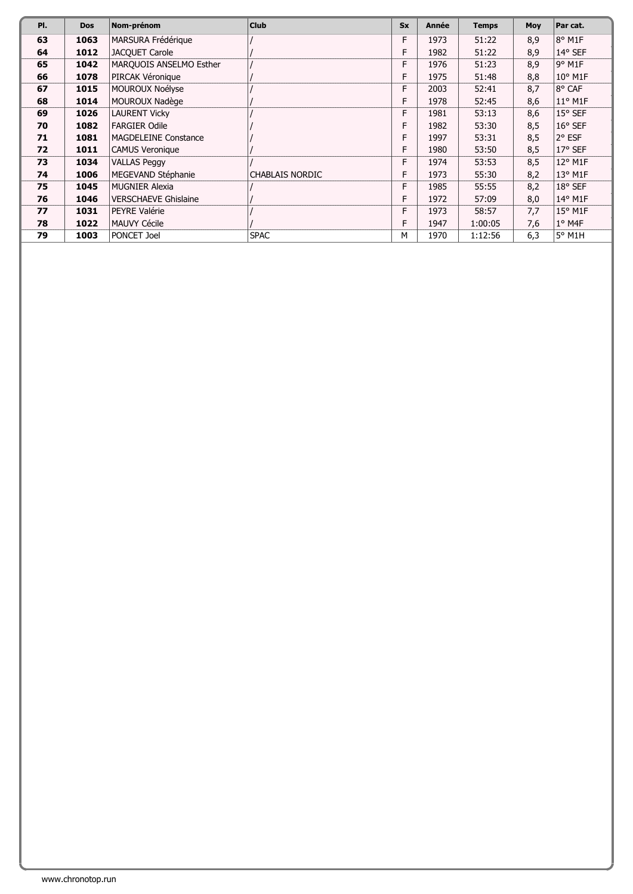| Pl. | Dos | Nom-prénom | Club | Sx | Année | Temps | Moy | Par cat. |
|---|---|---|---|---|---|---|---|---|
| **63** | **1063** | MARSURA Frédérique | / | F | 1973 | 51:22 | 8,9 | 8° M1F |
| **64** | **1012** | JACQUET Carole | / | F | 1982 | 51:22 | 8,9 | 14° SEF |
| **65** | **1042** | MARQUOIS ANSELMO Esther | / | F | 1976 | 51:23 | 8,9 | 9° M1F |
| **66** | **1078** | PIRCAK Véronique | / | F | 1975 | 51:48 | 8,8 | 10° M1F |
| **67** | **1015** | MOUROUX Noélyse | / | F | 2003 | 52:41 | 8,7 | 8° CAF |
| **68** | **1014** | MOUROUX Nadège | / | F | 1978 | 52:45 | 8,6 | 11° M1F |
| **69** | **1026** | LAURENT Vicky | / | F | 1981 | 53:13 | 8,6 | 15° SEF |
| **70** | **1082** | FARGIER Odile | / | F | 1982 | 53:30 | 8,5 | 16° SEF |
| **71** | **1081** | MAGDELEINE Constance | / | F | 1997 | 53:31 | 8,5 | 2° ESF |
| **72** | **1011** | CAMUS Veronique | / | F | 1980 | 53:50 | 8,5 | 17° SEF |
| **73** | **1034** | VALLAS Peggy | / | F | 1974 | 53:53 | 8,5 | 12° M1F |
| **74** | **1006** | MEGEVAND Stéphanie | CHABLAIS NORDIC | F | 1973 | 55:30 | 8,2 | 13° M1F |
| **75** | **1045** | MUGNIER Alexia | / | F | 1985 | 55:55 | 8,2 | 18° SEF |
| **76** | **1046** | VERSCHAEVE Ghislaine | / | F | 1972 | 57:09 | 8,0 | 14° M1F |
| **77** | **1031** | PEYRE Valérie | / | F | 1973 | 58:57 | 7,7 | 15° M1F |
| **78** | **1022** | MAUVY Cécile | / | F | 1947 | 1:00:05 | 7,6 | 1° M4F |
| **79** | **1003** | PONCET Joel | SPAC | M | 1970 | 1:12:56 | 6,3 | 5° M1H |

www.chronotop.run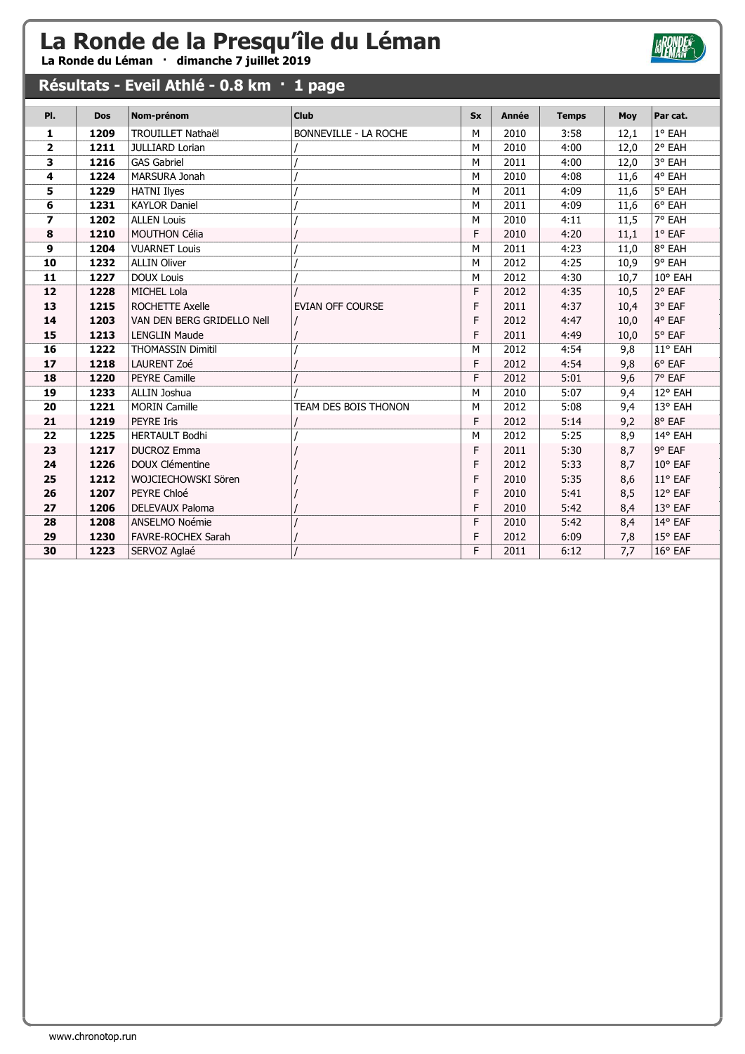# La Ronde de la Presqu'île du Léman

**La Ronde du Léman · dimanche 7 juillet 2019**

## Résultats - Eveil Athlé - 0.8 km · 1 page

| Pl. | Dos | Nom-prénom | Club | Sx | Année | Temps | Moy | Par cat. |
|---|---|---|---|---|---|---|---|---|
| 1 | 1209 | TROUILLET Nathaël | BONNEVILLE - LA ROCHE | M | 2010 | 3:58 | 12,1 | 1° EAH |
| 2 | 1211 | JULLIARD Lorian | / | M | 2010 | 4:00 | 12,0 | 2° EAH |
| 3 | 1216 | GAS Gabriel | / | M | 2011 | 4:00 | 12,0 | 3° EAH |
| 4 | 1224 | MARSURA Jonah | / | M | 2010 | 4:08 | 11,6 | 4° EAH |
| 5 | 1229 | HATNI Ilyes | / | M | 2011 | 4:09 | 11,6 | 5° EAH |
| 6 | 1231 | KAYLOR Daniel | / | M | 2011 | 4:09 | 11,6 | 6° EAH |
| 7 | 1202 | ALLEN Louis | / | M | 2010 | 4:11 | 11,5 | 7° EAH |
| 8 | 1210 | MOUTHON Célia | / | F | 2010 | 4:20 | 11,1 | 1° EAF |
| 9 | 1204 | VUARNET Louis | / | M | 2011 | 4:23 | 11,0 | 8° EAH |
| 10 | 1232 | ALLIN Oliver | / | M | 2012 | 4:25 | 10,9 | 9° EAH |
| 11 | 1227 | DOUX Louis | / | M | 2012 | 4:30 | 10,7 | 10° EAH |
| 12 | 1228 | MICHEL Lola | / | F | 2012 | 4:35 | 10,5 | 2° EAF |
| 13 | 1215 | ROCHETTE Axelle | EVIAN OFF COURSE | F | 2011 | 4:37 | 10,4 | 3° EAF |
| 14 | 1203 | VAN DEN BERG GRIDELLO Nell | / | F | 2012 | 4:47 | 10,0 | 4° EAF |
| 15 | 1213 | LENGLIN Maude | / | F | 2011 | 4:49 | 10,0 | 5° EAF |
| 16 | 1222 | THOMASSIN Dimitil | / | M | 2012 | 4:54 | 9,8 | 11° EAH |
| 17 | 1218 | LAURENT Zoé | / | F | 2012 | 4:54 | 9,8 | 6° EAF |
| 18 | 1220 | PEYRE Camille | / | F | 2012 | 5:01 | 9,6 | 7° EAF |
| 19 | 1233 | ALLIN Joshua | / | M | 2010 | 5:07 | 9,4 | 12° EAH |
| 20 | 1221 | MORIN Camille | TEAM DES BOIS THONON | M | 2012 | 5:08 | 9,4 | 13° EAH |
| 21 | 1219 | PEYRE Iris | / | F | 2012 | 5:14 | 9,2 | 8° EAF |
| 22 | 1225 | HERTAULT Bodhi | / | M | 2012 | 5:25 | 8,9 | 14° EAH |
| 23 | 1217 | DUCROZ Emma | / | F | 2011 | 5:30 | 8,7 | 9° EAF |
| 24 | 1226 | DOUX Clémentine | / | F | 2012 | 5:33 | 8,7 | 10° EAF |
| 25 | 1212 | WOJCIECHOWSKI Sören | / | F | 2010 | 5:35 | 8,6 | 11° EAF |
| 26 | 1207 | PEYRE Chloé | / | F | 2010 | 5:41 | 8,5 | 12° EAF |
| 27 | 1206 | DELEVAUX Paloma | / | F | 2010 | 5:42 | 8,4 | 13° EAF |
| 28 | 1208 | ANSELMO Noémie | / | F | 2010 | 5:42 | 8,4 | 14° EAF |
| 29 | 1230 | FAVRE-ROCHEX Sarah | / | F | 2012 | 6:09 | 7,8 | 15° EAF |
| 30 | 1223 | SERVOZ Aglaé | / | F | 2011 | 6:12 | 7,7 | 16° EAF |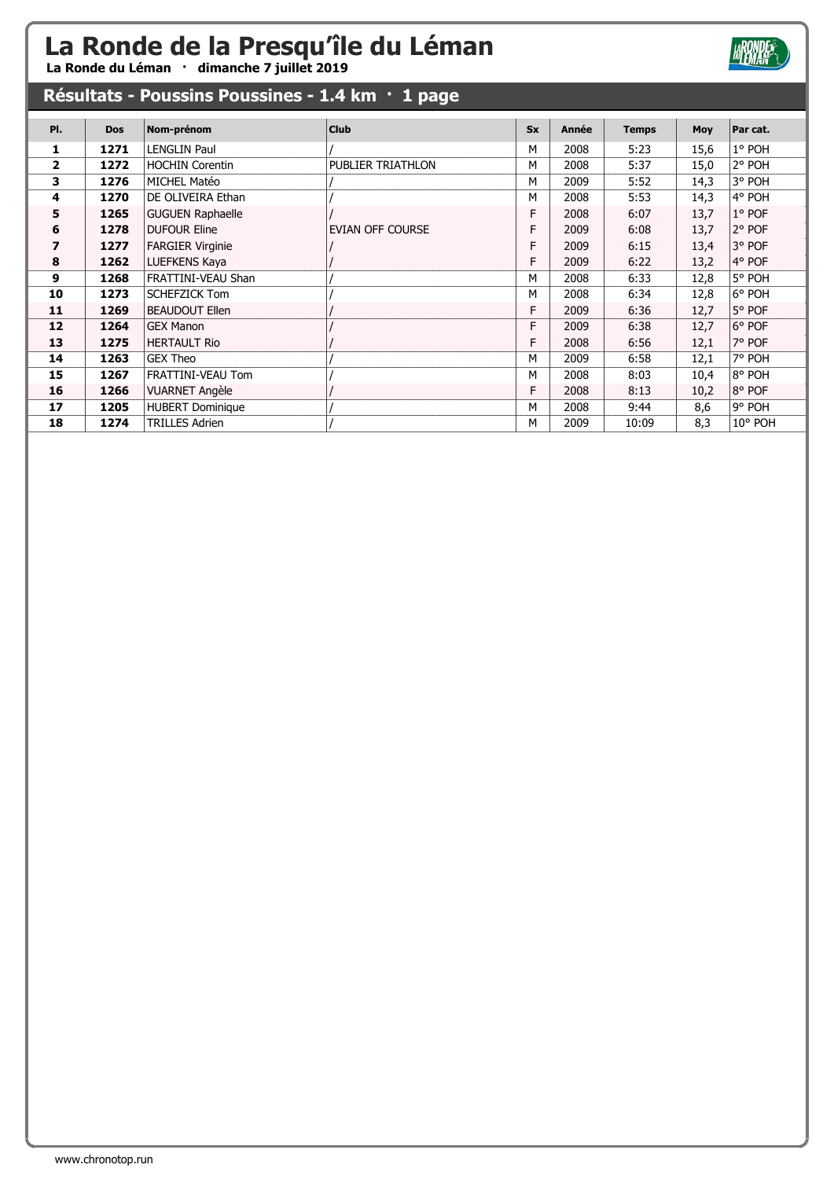# La Ronde de la Presqu'île du Léman

**La Ronde du Léman · dimanche 7 juillet 2019**

## Résultats - Poussins Poussines - 1.4 km · 1 page

| Pl. | Dos | Nom-prénom | Club | Sx | Année | Temps | Moy | Par cat. |
|---|---|---|---|---|---|---|---|---|
| 1 | 1271 | LENGLIN Paul | / | M | 2008 | 5:23 | 15,6 | 1° POH |
| 2 | 1272 | HOCHIN Corentin | PUBLIER TRIATHLON | M | 2008 | 5:37 | 15,0 | 2° POH |
| 3 | 1276 | MICHEL Matéo | / | M | 2009 | 5:52 | 14,3 | 3° POH |
| 4 | 1270 | DE OLIVEIRA Ethan | / | M | 2008 | 5:53 | 14,3 | 4° POH |
| 5 | 1265 | GUGUEN Raphaelle | / | F | 2008 | 6:07 | 13,7 | 1° POF |
| 6 | 1278 | DUFOUR Eline | EVIAN OFF COURSE | F | 2009 | 6:08 | 13,7 | 2° POF |
| 7 | 1277 | FARGIER Virginie | / | F | 2009 | 6:15 | 13,4 | 3° POF |
| 8 | 1262 | LUEFKENS Kaya | / | F | 2009 | 6:22 | 13,2 | 4° POF |
| 9 | 1268 | FRATTINI-VEAU Shan | / | M | 2008 | 6:33 | 12,8 | 5° POH |
| 10 | 1273 | SCHEFZICK Tom | / | M | 2008 | 6:34 | 12,8 | 6° POH |
| 11 | 1269 | BEAUDOUT Ellen | / | F | 2009 | 6:36 | 12,7 | 5° POF |
| 12 | 1264 | GEX Manon | / | F | 2009 | 6:38 | 12,7 | 6° POF |
| 13 | 1275 | HERTAULT Rio | / | F | 2008 | 6:56 | 12,1 | 7° POF |
| 14 | 1263 | GEX Theo | / | M | 2009 | 6:58 | 12,1 | 7° POH |
| 15 | 1267 | FRATTINI-VEAU Tom | / | M | 2008 | 8:03 | 10,4 | 8° POH |
| 16 | 1266 | VUARNET Angèle | / | F | 2008 | 8:13 | 10,2 | 8° POF |
| 17 | 1205 | HUBERT Dominique | / | M | 2008 | 9:44 | 8,6 | 9° POH |
| 18 | 1274 | TRILLES Adrien | / | M | 2009 | 10:09 | 8,3 | 10° POH |

www.chronotop.run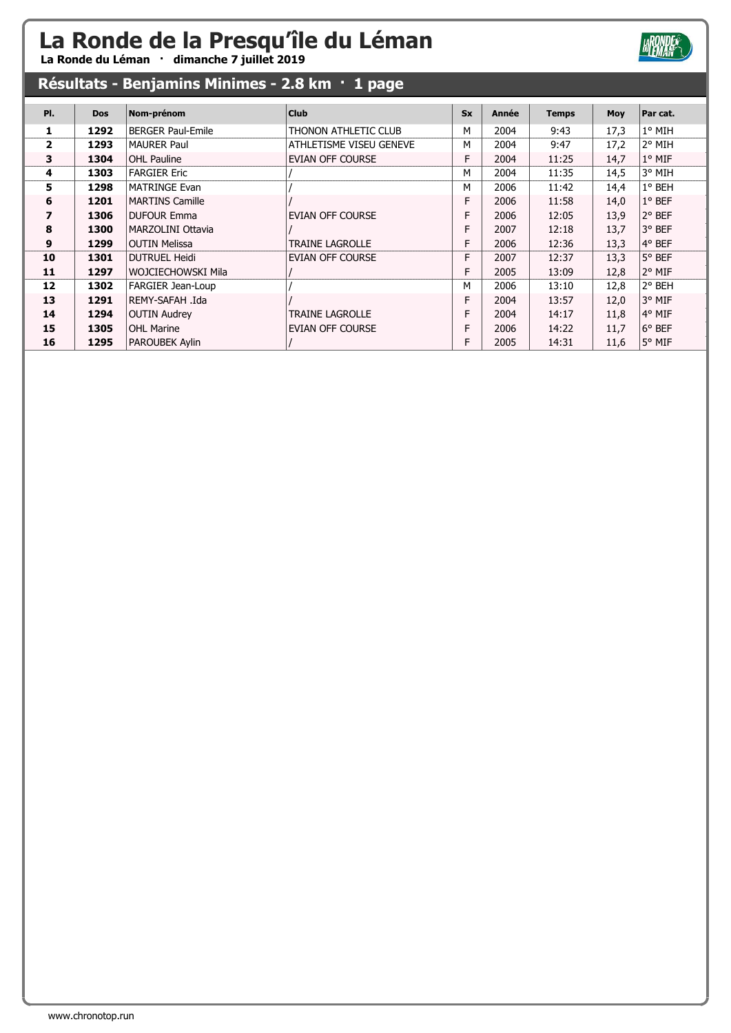# La Ronde de la Presqu'île du Léman

**La Ronde du Léman · dimanche 7 juillet 2019**

## Résultats - Benjamins Minimes - 2.8 km · 1 page

| Pl. | Dos | Nom-prénom | Club | Sx | Année | Temps | Moy | Par cat. |
|---|---|---|---|---|---|---|---|---|
| 1 | 1292 | BERGER Paul-Emile | THONON ATHLETIC CLUB | M | 2004 | 9:43 | 17,3 | 1° MIH |
| 2 | 1293 | MAURER Paul | ATHLETISME VISEU GENEVE | M | 2004 | 9:47 | 17,2 | 2° MIH |
| 3 | 1304 | OHL Pauline | EVIAN OFF COURSE | F | 2004 | 11:25 | 14,7 | 1° MIF |
| 4 | 1303 | FARGIER Eric | / | M | 2004 | 11:35 | 14,5 | 3° MIH |
| 5 | 1298 | MATRINGE Evan | / | M | 2006 | 11:42 | 14,4 | 1° BEH |
| 6 | 1201 | MARTINS Camille | / | F | 2006 | 11:58 | 14,0 | 1° BEF |
| 7 | 1306 | DUFOUR Emma | EVIAN OFF COURSE | F | 2006 | 12:05 | 13,9 | 2° BEF |
| 8 | 1300 | MARZOLINI Ottavia | / | F | 2007 | 12:18 | 13,7 | 3° BEF |
| 9 | 1299 | OUTIN Melissa | TRAINE LAGROLLE | F | 2006 | 12:36 | 13,3 | 4° BEF |
| 10 | 1301 | DUTRUEL Heidi | EVIAN OFF COURSE | F | 2007 | 12:37 | 13,3 | 5° BEF |
| 11 | 1297 | WOJCIECHOWSKI Mila | / | F | 2005 | 13:09 | 12,8 | 2° MIF |
| 12 | 1302 | FARGIER Jean-Loup | / | M | 2006 | 13:10 | 12,8 | 2° BEH |
| 13 | 1291 | REMY-SAFAH .Ida | / | F | 2004 | 13:57 | 12,0 | 3° MIF |
| 14 | 1294 | OUTIN Audrey | TRAINE LAGROLLE | F | 2004 | 14:17 | 11,8 | 4° MIF |
| 15 | 1305 | OHL Marine | EVIAN OFF COURSE | F | 2006 | 14:22 | 11,7 | 6° BEF |
| 16 | 1295 | PAROUBEK Aylin | / | F | 2005 | 14:31 | 11,6 | 5° MIF |

www.chronotop.run